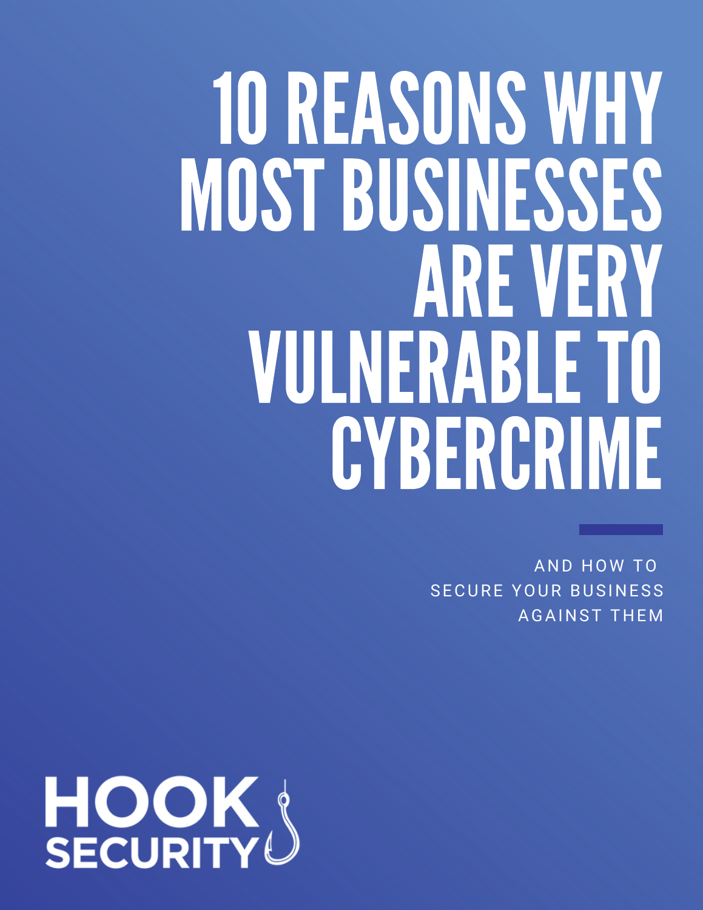# 10 REASONS WHY MOST BUSINESSES ARE VERY VULNERABLE TO CYBERCRIME

AND HOW TO SECURE YOUR BUSINESS AGAINST THEM

HOOK SECURITY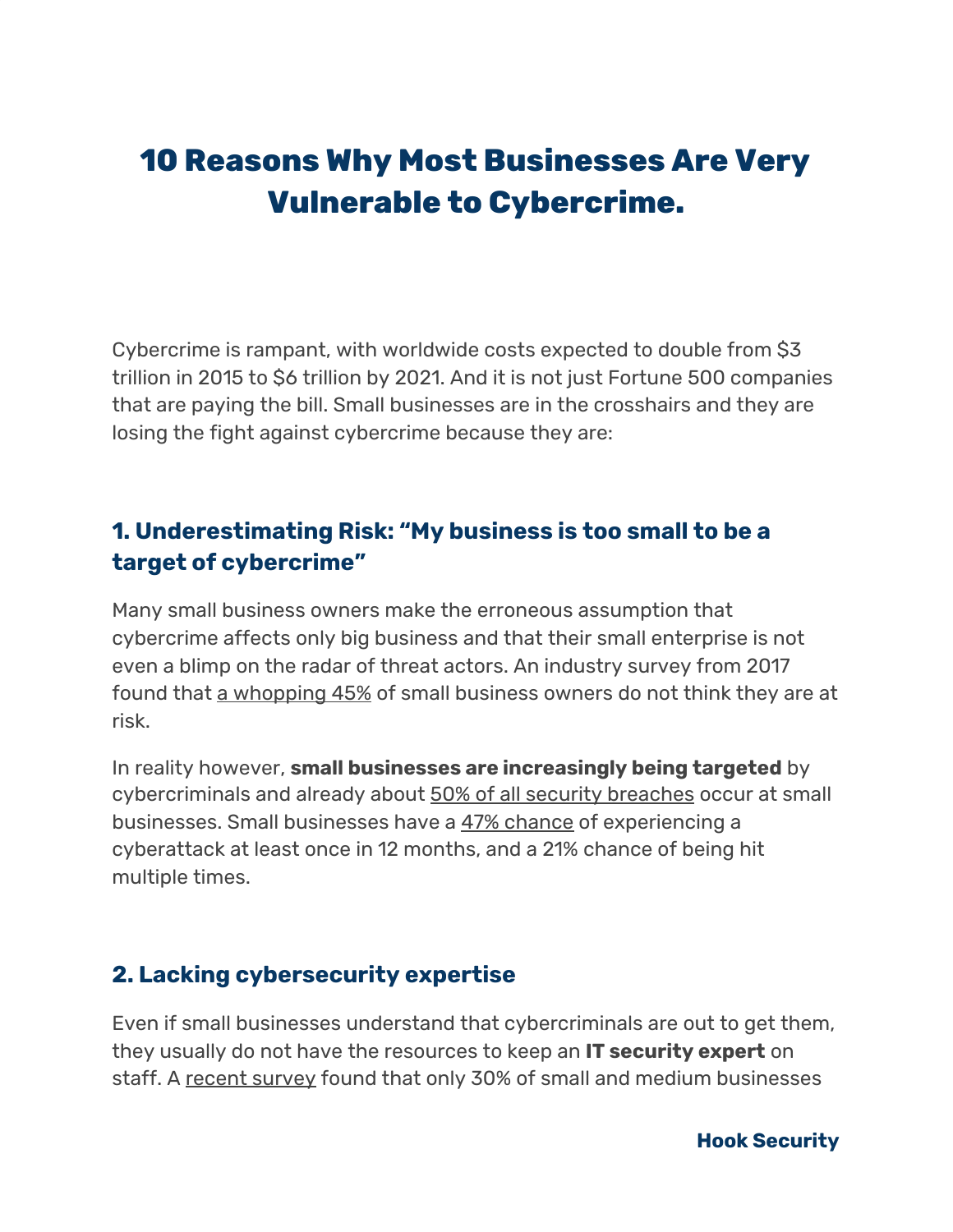# 10 Reasons Why Most Businesses Are Very Vulnerable to Cybercrime.

Cybercrime is rampant, with worldwide costs expected to double from $3 trillion in 2015 to $6 trillion by 2021. And it is not just Fortune 500 companies that are paying the bill. Small businesses are in the crosshairs and they are losing the fight against cybercrime because they are:

### 1. Underestimating Risk: "My business is too small to be a target of cybercrime"

Many small business owners make the erroneous assumption that cybercrime affects only big business and that their small enterprise is not even a blimp on the radar of threat actors. An industry survey from 2017 found that a whopping 45% of small business owners do not think they are at risk.

In reality however, **small businesses are increasingly being targeted** by cybercriminals and already about 50% of all security breaches occur at small businesses. Small businesses have a 47% chance of experiencing a cyberattack at least once in 12 months, and a 21% chance of being hit multiple times.

### 2. Lacking cybersecurity expertise

Even if small businesses understand that cybercriminals are out to get them, they usually do not have the resources to keep an **IT security expert** on staff. A recent survey found that only 30% of small and medium businesses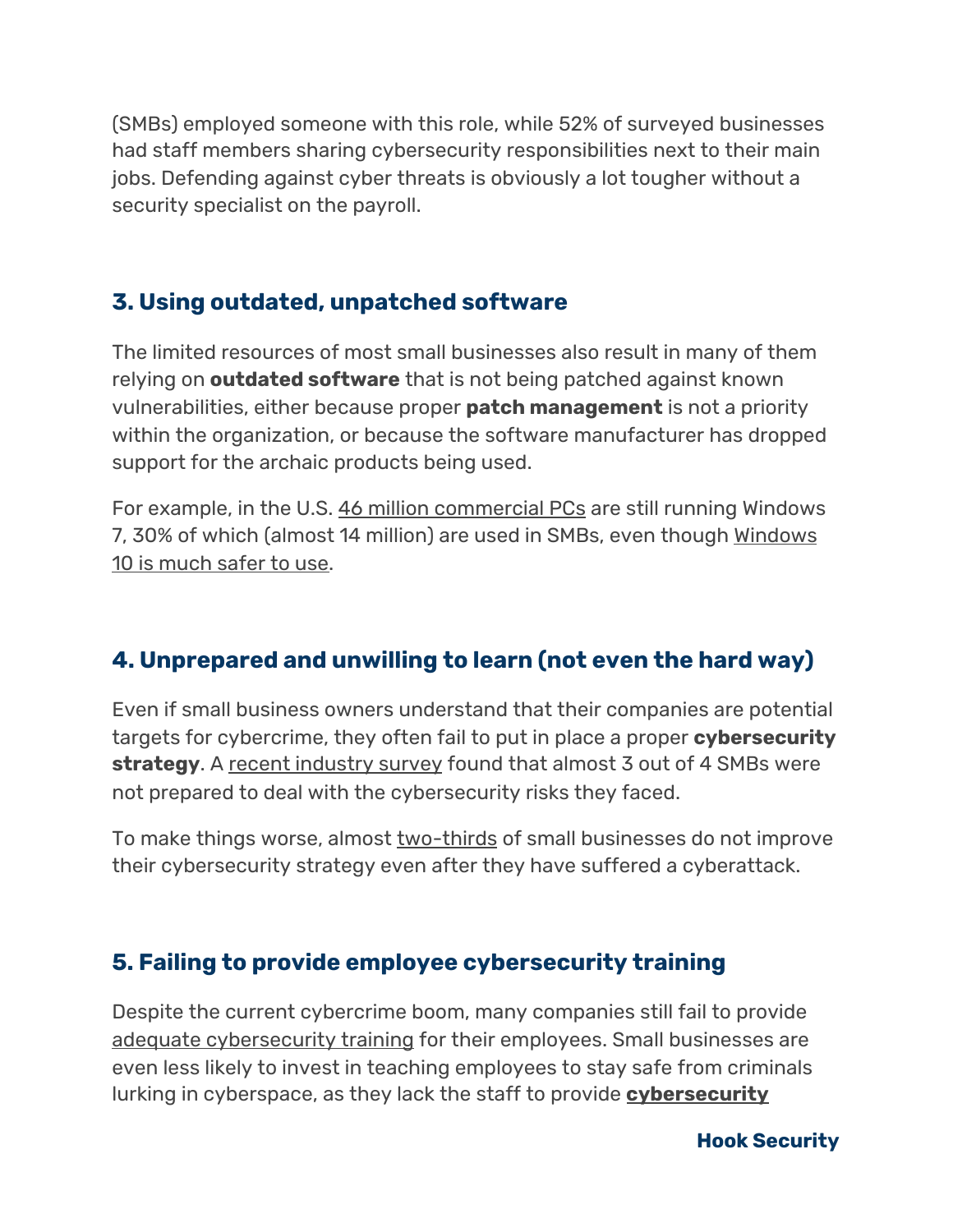(SMBs) employed someone with this role, while 52% of surveyed businesses had staff members sharing cybersecurity responsibilities next to their main jobs. Defending against cyber threats is obviously a lot tougher without a security specialist on the payroll.

### 3. Using outdated, unpatched software

The limited resources of most small businesses also result in many of them relying on **outdated software** that is not being patched against known vulnerabilities, either because proper **patch management** is not a priority within the organization, or because the software manufacturer has dropped support for the archaic products being used.

For example, in the U.S. 46 million commercial PCs are still running Windows 7, 30% of which (almost 14 million) are used in SMBs, even though Windows 10 is much safer to use.

### 4. Unprepared and unwilling to learn (not even the hard way)

Even if small business owners understand that their companies are potential targets for cybercrime, they often fail to put in place a proper **cybersecurity strategy**. A recent industry survey found that almost 3 out of 4 SMBs were not prepared to deal with the cybersecurity risks they faced.

To make things worse, almost two-thirds of small businesses do not improve their cybersecurity strategy even after they have suffered a cyberattack.

### 5. Failing to provide employee cybersecurity training

Despite the current cybercrime boom, many companies still fail to provide adequate cybersecurity training for their employees. Small businesses are even less likely to invest in teaching employees to stay safe from criminals lurking in cyberspace, as they lack the staff to provide **cybersecurity**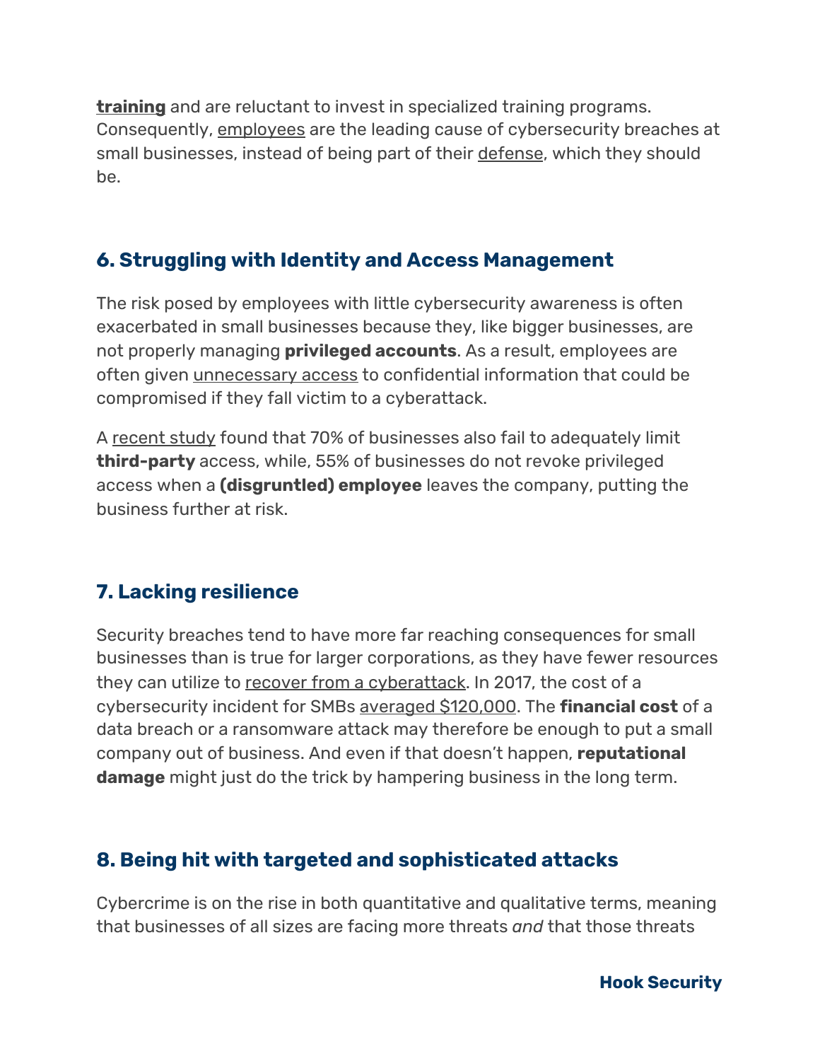**training** and are reluctant to invest in specialized training programs. Consequently, employees are the leading cause of cybersecurity breaches at small businesses, instead of being part of their defense, which they should be.

### 6. Struggling with Identity and Access Management

The risk posed by employees with little cybersecurity awareness is often exacerbated in small businesses because they, like bigger businesses, are not properly managing **privileged accounts**. As a result, employees are often given unnecessary access to confidential information that could be compromised if they fall victim to a cyberattack.

A recent study found that 70% of businesses also fail to adequately limit **third-party** access, while, 55% of businesses do not revoke privileged access when a **(disgruntled) employee** leaves the company, putting the business further at risk.

### 7. Lacking resilience

Security breaches tend to have more far reaching consequences for small businesses than is true for larger corporations, as they have fewer resources they can utilize to recover from a cyberattack. In 2017, the cost of a cybersecurity incident for SMBs averaged $120,000. The **financial cost** of a data breach or a ransomware attack may therefore be enough to put a small company out of business. And even if that doesn't happen, **reputational damage** might just do the trick by hampering business in the long term.

### 8. Being hit with targeted and sophisticated attacks

Cybercrime is on the rise in both quantitative and qualitative terms, meaning that businesses of all sizes are facing more threats *and* that those threats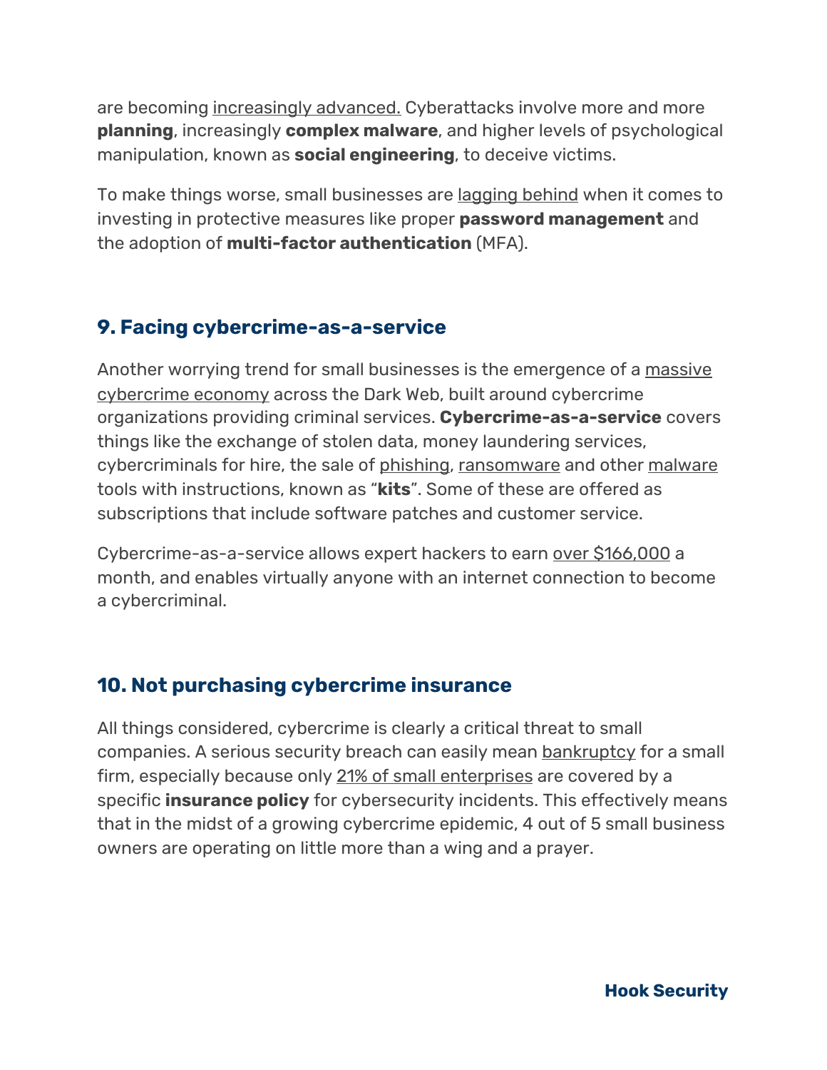are becoming increasingly advanced. Cyberattacks involve more and more **planning**, increasingly **complex malware**, and higher levels of psychological manipulation, known as **social engineering**, to deceive victims.

To make things worse, small businesses are lagging behind when it comes to investing in protective measures like proper **password management** and the adoption of **multi-factor authentication** (MFA).

## 9. Facing cybercrime-as-a-service

Another worrying trend for small businesses is the emergence of a massive cybercrime economy across the Dark Web, built around cybercrime organizations providing criminal services. **Cybercrime-as-a-service** covers things like the exchange of stolen data, money laundering services, cybercriminals for hire, the sale of phishing, ransomware and other malware tools with instructions, known as "**kits**". Some of these are offered as subscriptions that include software patches and customer service.

Cybercrime-as-a-service allows expert hackers to earn over $166,000 a month, and enables virtually anyone with an internet connection to become a cybercriminal.

## 10. Not purchasing cybercrime insurance

All things considered, cybercrime is clearly a critical threat to small companies. A serious security breach can easily mean bankruptcy for a small firm, especially because only 21% of small enterprises are covered by a specific **insurance policy** for cybersecurity incidents. This effectively means that in the midst of a growing cybercrime epidemic, 4 out of 5 small business owners are operating on little more than a wing and a prayer.